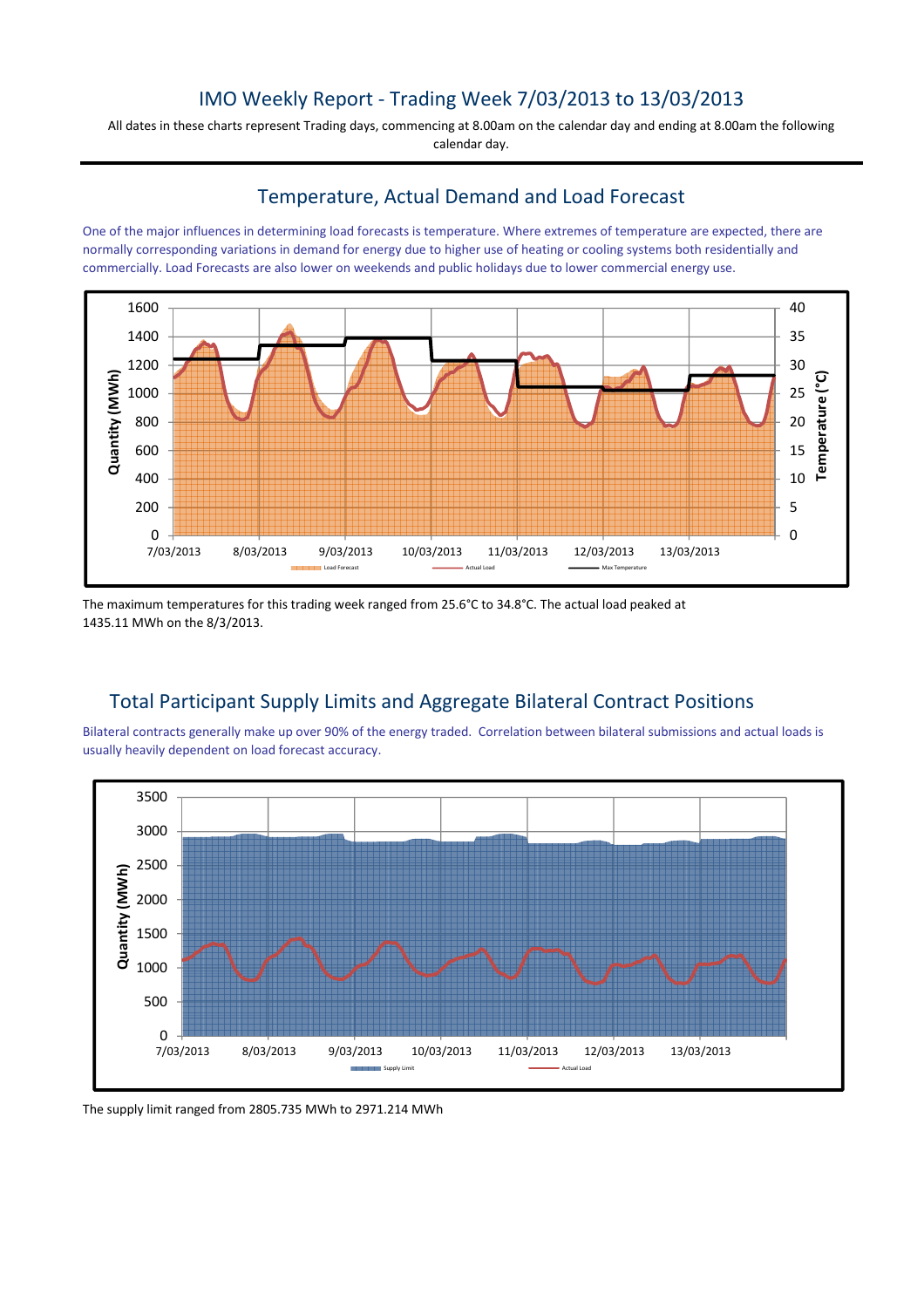# IMO Weekly Report - Trading Week 7/03/2013 to 13/03/2013

All dates in these charts represent Trading days, commencing at 8.00am on the calendar day and ending at 8.00am the following calendar day.

## Temperature, Actual Demand and Load Forecast

One of the major influences in determining load forecasts is temperature. Where extremes of temperature are expected, there are normally corresponding variations in demand for energy due to higher use of heating or cooling systems both residentially and commercially. Load Forecasts are also lower on weekends and public holidays due to lower commercial energy use.

The maximum temperatures for this trading week ranged from 25.6°C to 34.8°C. The actual load peaked at 1435.11 MWh on the 8/3/2013.

## Total Participant Supply Limits and Aggregate Bilateral Contract Positions

Bilateral contracts generally make up over 90% of the energy traded. Correlation between bilateral submissions and actual loads is usually heavily dependent on load forecast accuracy.

The supply limit ranged from 2805.735 MWh to 2971.214 MWh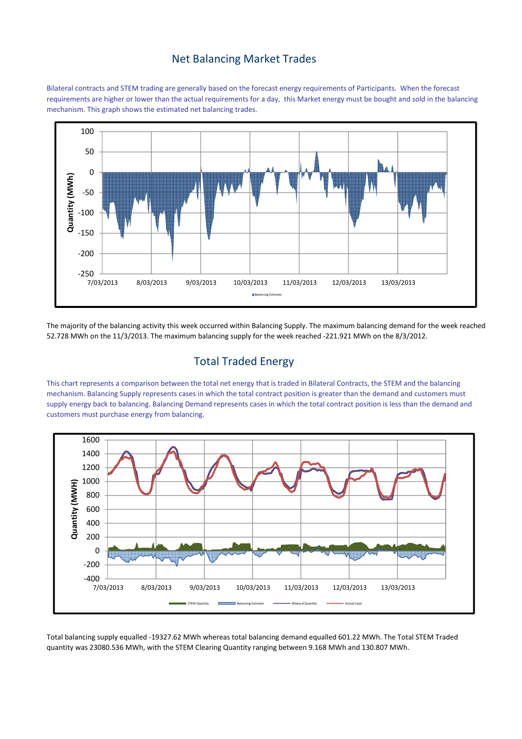## Net Balancing Market Trades

Bilateral contracts and STEM trading are generally based on the forecast energy requirements of Participants. When the forecast requirements are higher or lower than the actual requirements for a day, this Market energy must be bought and sold in the balancing mechanism. This graph shows the estimated net balancing trades.

The majority of the balancing activity this week occurred within Balancing Supply. The maximum balancing demand for the week reached 52.728 MWh on the 11/3/2013. The maximum balancing supply for the week reached -221.921 MWh on the 8/3/2012.

## Total Traded Energy

This chart represents a comparison between the total net energy that is traded in Bilateral Contracts, the STEM and the balancing mechanism. Balancing Supply represents cases in which the total contract position is greater than the demand and customers must supply energy back to balancing. Balancing Demand represents cases in which the total contract position is less than the demand and customers must purchase energy from balancing.

Total balancing supply equalled -19327.62 MWh whereas total balancing demand equalled 601.22 MWh. The Total STEM Traded quantity was 23080.536 MWh, with the STEM Clearing Quantity ranging between 9.168 MWh and 130.807 MWh.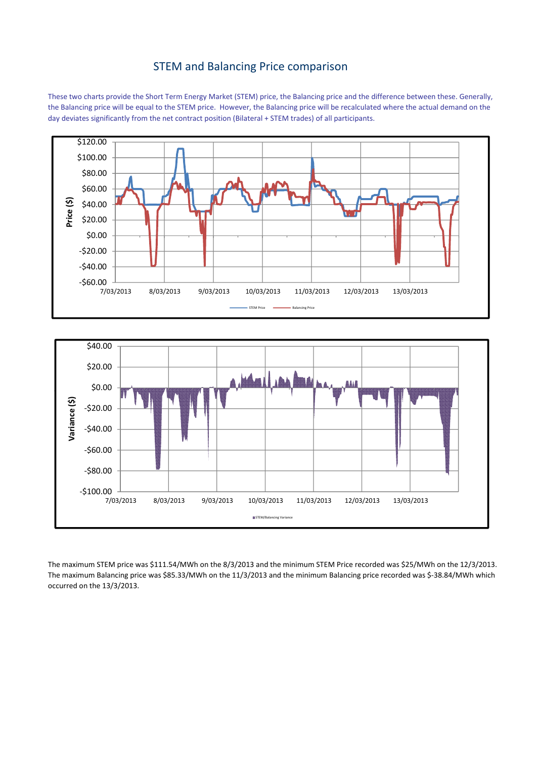# STEM and Balancing Price comparison

These two charts provide the Short Term Energy Market (STEM) price, the Balancing price and the difference between these. Generally, the Balancing price will be equal to the STEM price. However, the Balancing price will be recalculated where the actual demand on the day deviates significantly from the net contract position (Bilateral + STEM trades) of all participants.

Price ($)

$120.00
$100.00
$80.00
$60.00
$40.00
$20.00
$0.00
-$20.00
-$40.00
-$60.00

7/03/2013 8/03/2013 9/03/2013 10/03/2013 11/03/2013 12/03/2013 13/03/2013

STEM Price
Balancing Price

Variance ($)

$40.00
$20.00
$0.00
-$20.00
-$40.00
-$60.00
-$80.00
-$100.00

7/03/2013 8/03/2013 9/03/2013 10/03/2013 11/03/2013 12/03/2013 13/03/2013

STEM/Balancing Variance

The maximum STEM price was $111.54/MWh on the 8/3/2013 and the minimum STEM Price recorded was $25/MWh on the 12/3/2013. The maximum Balancing price was $85.33/MWh on the 11/3/2013 and the minimum Balancing price recorded was $-38.84/MWh which occurred on the 13/3/2013.